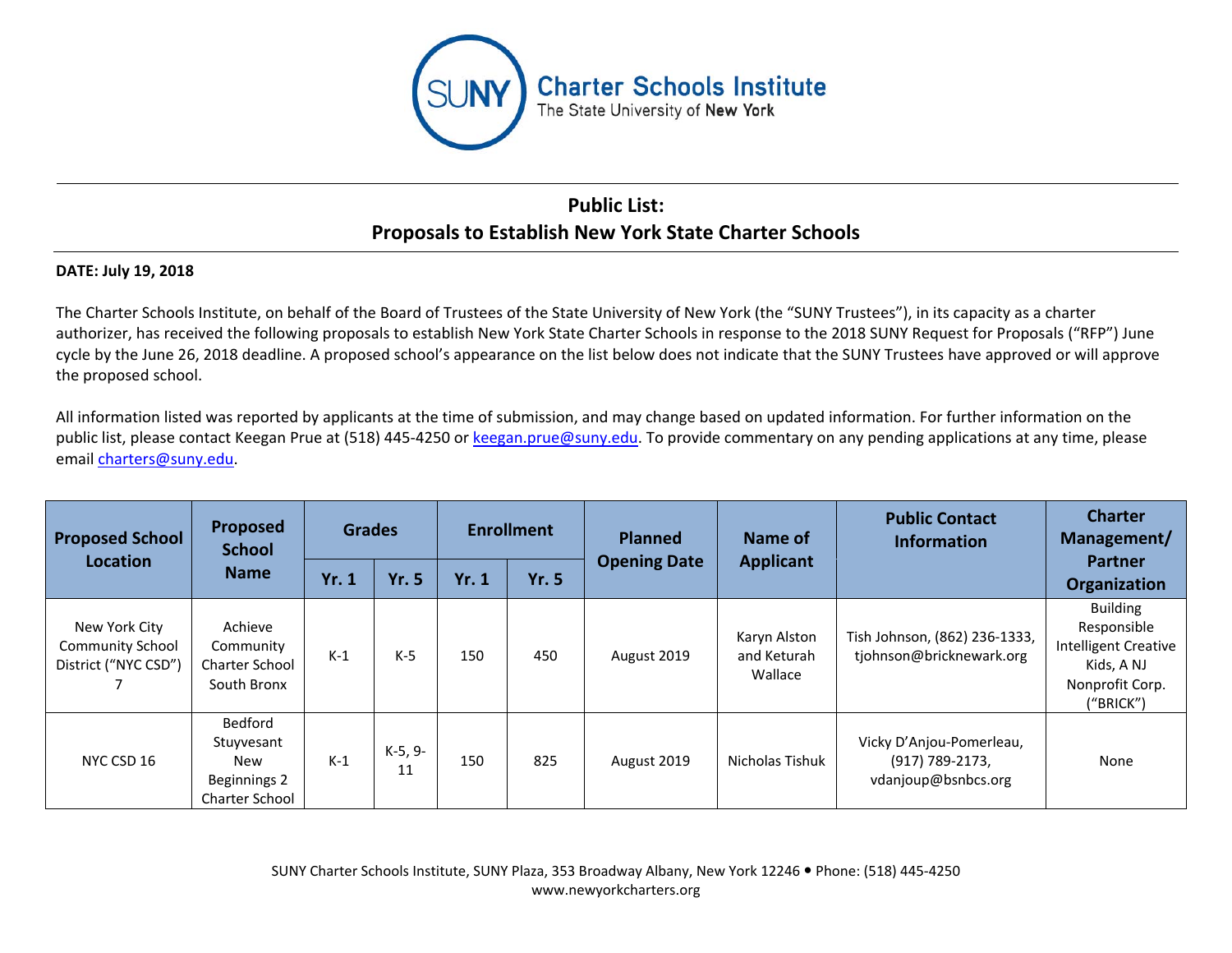SUNY Charter Schools Institute
The State University of New York

## Public List:
## Proposals to Establish New York State Charter Schools

**DATE: July 19, 2018**

The Charter Schools Institute, on behalf of the Board of Trustees of the State University of New York (the "SUNY Trustees"), in its capacity as a charter authorizer, has received the following proposals to establish New York State Charter Schools in response to the 2018 SUNY Request for Proposals ("RFP") June cycle by the June 26, 2018 deadline. A proposed school's appearance on the list below does not indicate that the SUNY Trustees have approved or will approve the proposed school.

All information listed was reported by applicants at the time of submission, and may change based on updated information. For further information on the public list, please contact Keegan Prue at (518) 445-4250 or keegan.prue@suny.edu. To provide commentary on any pending applications at any time, please email charters@suny.edu.

| Proposed School Location | Proposed School Name | Grades | | Enrollment | | Planned Opening Date | Name of Applicant | Public Contact Information | Charter Management/ Partner Organization |
|---|---|---|---|---|---|---|---|---|---|
| | | Yr. 1 | Yr. 5 | Yr. 1 | Yr. 5 | | | | |
| New York City Community School District ("NYC CSD") 7 | Achieve Community Charter School South Bronx | K-1 | K-5 | 150 | 450 | August 2019 | Karyn Alston and Keturah Wallace | Tish Johnson, (862) 236-1333, tjohnson@bricknewark.org | Building Responsible Intelligent Creative Kids, A NJ Nonprofit Corp. ("BRICK") |
| NYC CSD 16 | Bedford Stuyvesant New Beginnings 2 Charter School | K-1 | K-5, 9-11 | 150 | 825 | August 2019 | Nicholas Tishuk | Vicky D'Anjou-Pomerleau, (917) 789-2173, vdanjoup@bsnbcs.org | None |

SUNY Charter Schools Institute, SUNY Plaza, 353 Broadway Albany, New York 12246 • Phone: (518) 445-4250
www.newyorkcharters.org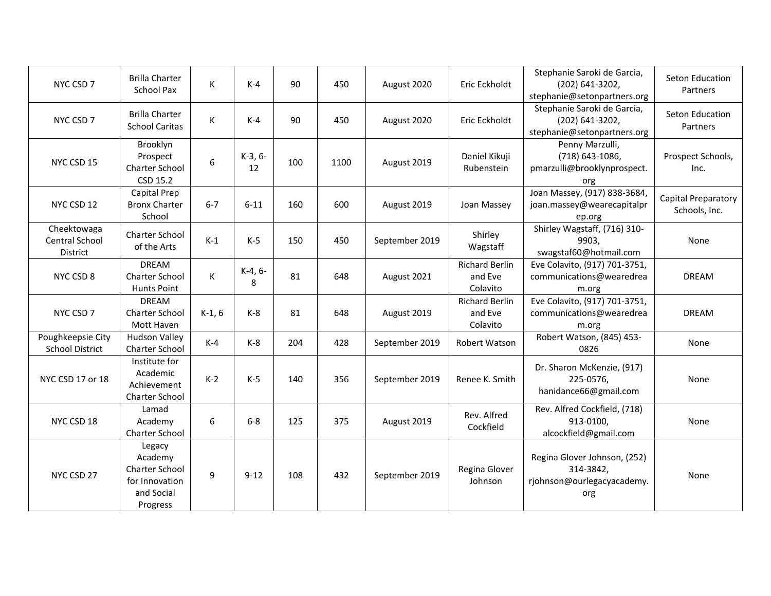| | | | | | | | | | |
|---|---|---|---|---|---|---|---|---|---|
| NYC CSD 7 | Brilla Charter School Pax | K | K-4 | 90 | 450 | August 2020 | Eric Eckholdt | Stephanie Saroki de Garcia, (202) 641-3202, stephanie@setonpartners.org | Seton Education Partners |
| NYC CSD 7 | Brilla Charter School Caritas | K | K-4 | 90 | 450 | August 2020 | Eric Eckholdt | Stephanie Saroki de Garcia, (202) 641-3202, stephanie@setonpartners.org | Seton Education Partners |
| NYC CSD 15 | Brooklyn Prospect Charter School CSD 15.2 | 6 | K-3, 6-12 | 100 | 1100 | August 2019 | Daniel Kikuji Rubenstein | Penny Marzulli, (718) 643-1086, pmarzulli@brooklynprospect.org | Prospect Schools, Inc. |
| NYC CSD 12 | Capital Prep Bronx Charter School | 6-7 | 6-11 | 160 | 600 | August 2019 | Joan Massey | Joan Massey, (917) 838-3684, joan.massey@wearecapitalprep.org | Capital Preparatory Schools, Inc. |
| Cheektowaga Central School District | Charter School of the Arts | K-1 | K-5 | 150 | 450 | September 2019 | Shirley Wagstaff | Shirley Wagstaff, (716) 310-9903, swagstaf60@hotmail.com | None |
| NYC CSD 8 | DREAM Charter School Hunts Point | K | K-4, 6-8 | 81 | 648 | August 2021 | Richard Berlin and Eve Colavito | Eve Colavito, (917) 701-3751, communications@wearedream.org | DREAM |
| NYC CSD 7 | DREAM Charter School Mott Haven | K-1, 6 | K-8 | 81 | 648 | August 2019 | Richard Berlin and Eve Colavito | Eve Colavito, (917) 701-3751, communications@wearedream.org | DREAM |
| Poughkeepsie City School District | Hudson Valley Charter School | K-4 | K-8 | 204 | 428 | September 2019 | Robert Watson | Robert Watson, (845) 453-0826 | None |
| NYC CSD 17 or 18 | Institute for Academic Achievement Charter School | K-2 | K-5 | 140 | 356 | September 2019 | Renee K. Smith | Dr. Sharon McKenzie, (917) 225-0576, hanidance66@gmail.com | None |
| NYC CSD 18 | Lamad Academy Charter School | 6 | 6-8 | 125 | 375 | August 2019 | Rev. Alfred Cockfield | Rev. Alfred Cockfield, (718) 913-0100, alcockfield@gmail.com | None |
| NYC CSD 27 | Legacy Academy Charter School for Innovation and Social Progress | 9 | 9-12 | 108 | 432 | September 2019 | Regina Glover Johnson | Regina Glover Johnson, (252) 314-3842, rjohnson@ourlegacyacademy.org | None |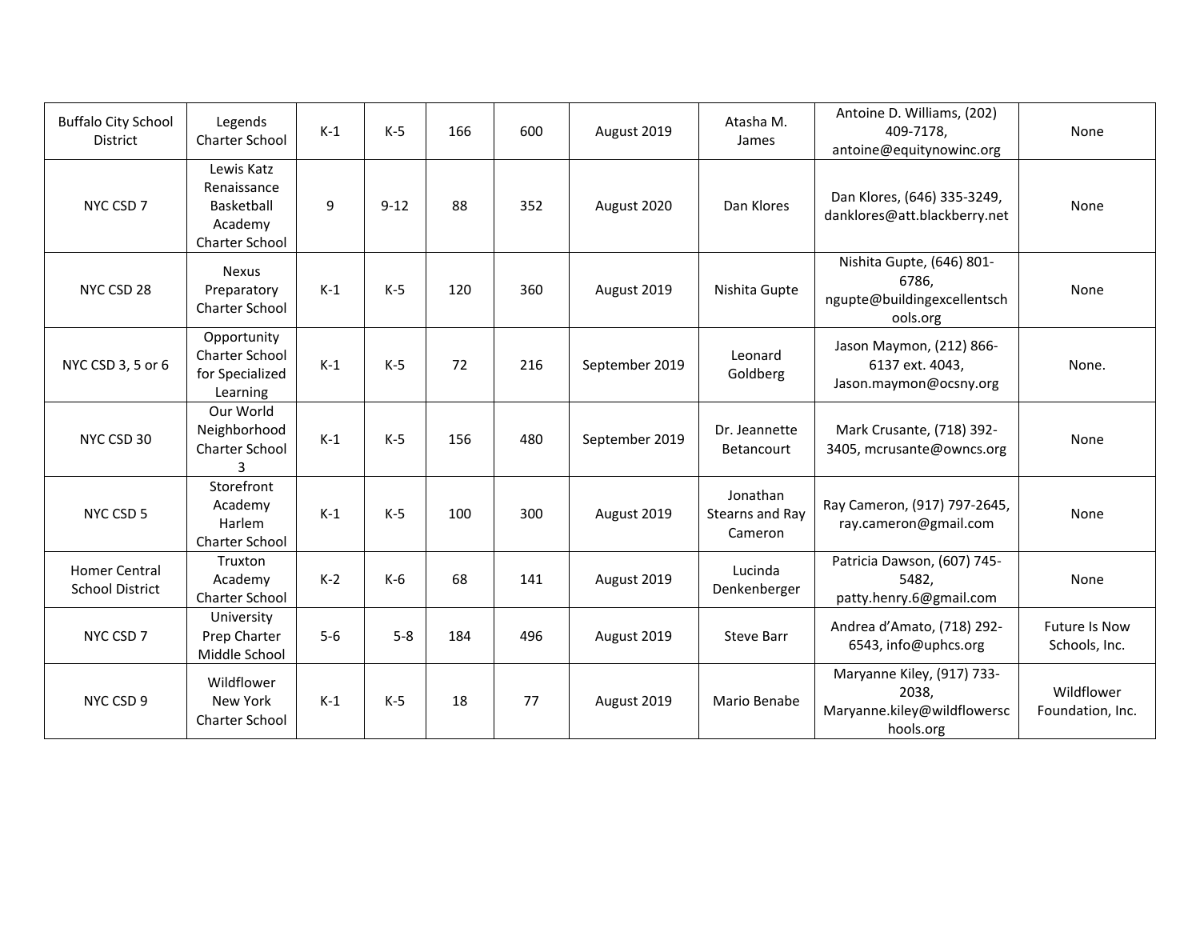| | | | | | | | | | |
|---|---|---|---|---|---|---|---|---|---|
| Buffalo City School District | Legends Charter School | K-1 | K-5 | 166 | 600 | August 2019 | Atasha M. James | Antoine D. Williams, (202) 409-7178, antoine@equitynowinc.org | None |
| NYC CSD 7 | Lewis Katz Renaissance Basketball Academy Charter School | 9 | 9-12 | 88 | 352 | August 2020 | Dan Klores | Dan Klores, (646) 335-3249, danklores@att.blackberry.net | None |
| NYC CSD 28 | Nexus Preparatory Charter School | K-1 | K-5 | 120 | 360 | August 2019 | Nishita Gupte | Nishita Gupte, (646) 801-6786, ngupte@buildingexcellentschools.org | None |
| NYC CSD 3, 5 or 6 | Opportunity Charter School for Specialized Learning | K-1 | K-5 | 72 | 216 | September 2019 | Leonard Goldberg | Jason Maymon, (212) 866-6137 ext. 4043, Jason.maymon@ocsny.org | None. |
| NYC CSD 30 | Our World Neighborhood Charter School 3 | K-1 | K-5 | 156 | 480 | September 2019 | Dr. Jeannette Betancourt | Mark Crusante, (718) 392-3405, mcrusante@owncs.org | None |
| NYC CSD 5 | Storefront Academy Harlem Charter School | K-1 | K-5 | 100 | 300 | August 2019 | Jonathan Stearns and Ray Cameron | Ray Cameron, (917) 797-2645, ray.cameron@gmail.com | None |
| Homer Central School District | Truxton Academy Charter School | K-2 | K-6 | 68 | 141 | August 2019 | Lucinda Denkenberger | Patricia Dawson, (607) 745-5482, patty.henry.6@gmail.com | None |
| NYC CSD 7 | University Prep Charter Middle School | 5-6 | 5-8 | 184 | 496 | August 2019 | Steve Barr | Andrea d'Amato, (718) 292-6543, info@uphcs.org | Future Is Now Schools, Inc. |
| NYC CSD 9 | Wildflower New York Charter School | K-1 | K-5 | 18 | 77 | August 2019 | Mario Benabe | Maryanne Kiley, (917) 733-2038, Maryanne.kiley@wildflowerschools.org | Wildflower Foundation, Inc. |